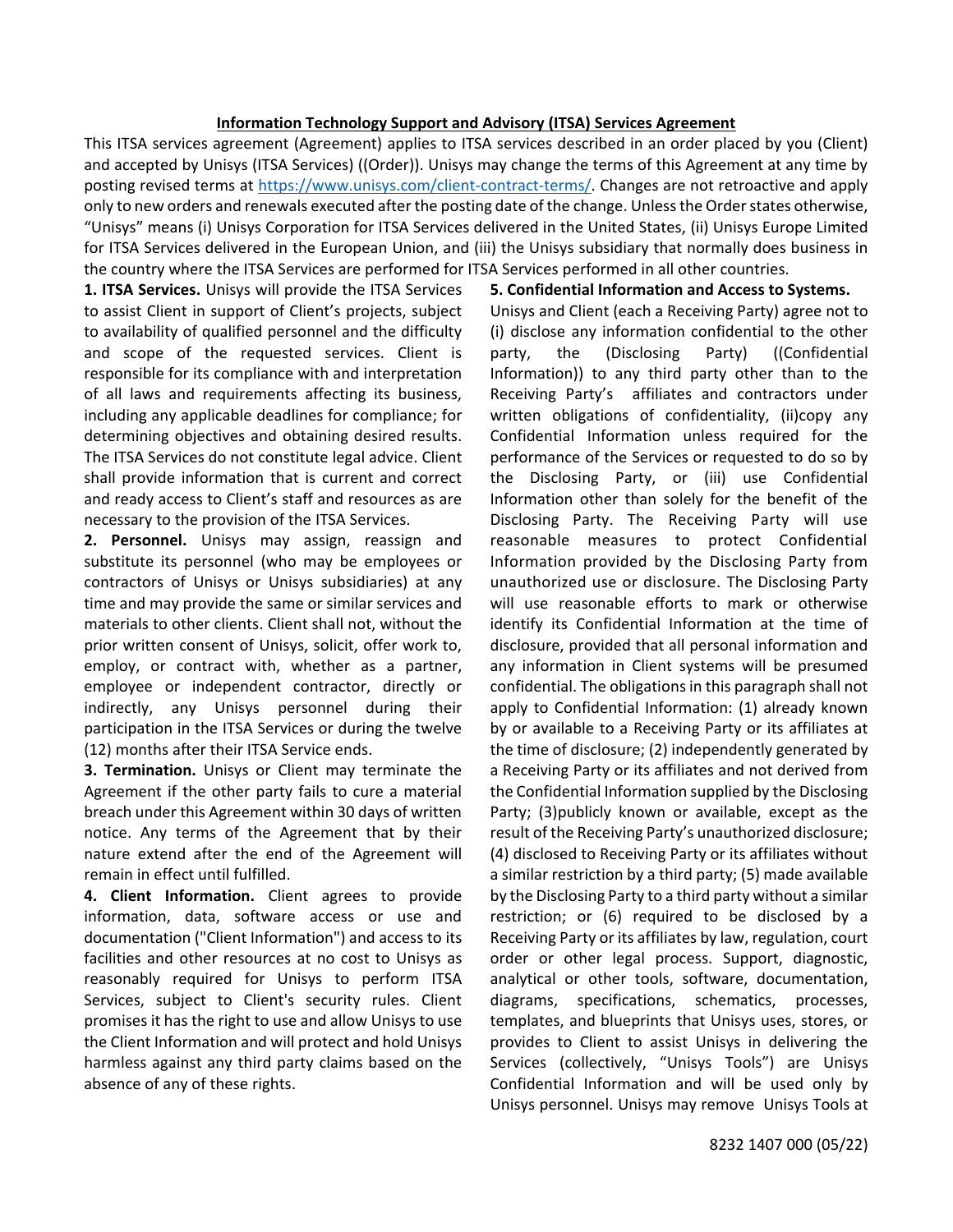## Information Technology Support and Advisory (ITSA) Services Agreement

This ITSA services agreement (Agreement) applies to ITSA services described in an order placed by you (Client) and accepted by Unisys (ITSA Services) ((Order)). Unisys may change the terms of this Agreement at any time by posting revised terms at https://www.unisys.com/client-contract-terms/. Changes are not retroactive and apply only to new orders and renewals executed after the posting date of the change. Unless the Order states otherwise, "Unisys" means (i) Unisys Corporation for ITSA Services delivered in the United States, (ii) Unisys Europe Limited for ITSA Services delivered in the European Union, and (iii) the Unisys subsidiary that normally does business in the country where the ITSA Services are performed for ITSA Services performed in all other countries.

**1. ITSA Services.** Unisys will provide the ITSA Services to assist Client in support of Client's projects, subject to availability of qualified personnel and the difficulty and scope of the requested services. Client is responsible for its compliance with and interpretation of all laws and requirements affecting its business, including any applicable deadlines for compliance; for determining objectives and obtaining desired results. The ITSA Services do not constitute legal advice. Client shall provide information that is current and correct and ready access to Client's staff and resources as are necessary to the provision of the ITSA Services.

**2. Personnel.** Unisys may assign, reassign and substitute its personnel (who may be employees or contractors of Unisys or Unisys subsidiaries) at any time and may provide the same or similar services and materials to other clients. Client shall not, without the prior written consent of Unisys, solicit, offer work to, employ, or contract with, whether as a partner, employee or independent contractor, directly or indirectly, any Unisys personnel during their participation in the ITSA Services or during the twelve (12) months after their ITSA Service ends.

**3. Termination.** Unisys or Client may terminate the Agreement if the other party fails to cure a material breach under this Agreement within 30 days of written notice. Any terms of the Agreement that by their nature extend after the end of the Agreement will remain in effect until fulfilled.

**4. Client Information.** Client agrees to provide information, data, software access or use and documentation ("Client Information") and access to its facilities and other resources at no cost to Unisys as reasonably required for Unisys to perform ITSA Services, subject to Client's security rules. Client promises it has the right to use and allow Unisys to use the Client Information and will protect and hold Unisys harmless against any third party claims based on the absence of any of these rights.

**5. Confidential Information and Access to Systems.** Unisys and Client (each a Receiving Party) agree not to (i) disclose any information confidential to the other party, the (Disclosing Party) ((Confidential Information)) to any third party other than to the Receiving Party's affiliates and contractors under written obligations of confidentiality, (ii)copy any Confidential Information unless required for the performance of the Services or requested to do so by the Disclosing Party, or (iii) use Confidential Information other than solely for the benefit of the Disclosing Party. The Receiving Party will use reasonable measures to protect Confidential Information provided by the Disclosing Party from unauthorized use or disclosure. The Disclosing Party will use reasonable efforts to mark or otherwise identify its Confidential Information at the time of disclosure, provided that all personal information and any information in Client systems will be presumed confidential. The obligations in this paragraph shall not apply to Confidential Information: (1) already known by or available to a Receiving Party or its affiliates at the time of disclosure; (2) independently generated by a Receiving Party or its affiliates and not derived from the Confidential Information supplied by the Disclosing Party; (3)publicly known or available, except as the result of the Receiving Party's unauthorized disclosure; (4) disclosed to Receiving Party or its affiliates without a similar restriction by a third party; (5) made available by the Disclosing Party to a third party without a similar restriction; or (6) required to be disclosed by a Receiving Party or its affiliates by law, regulation, court order or other legal process. Support, diagnostic, analytical or other tools, software, documentation, diagrams, specifications, schematics, processes, templates, and blueprints that Unisys uses, stores, or provides to Client to assist Unisys in delivering the Services (collectively, "Unisys Tools") are Unisys Confidential Information and will be used only by Unisys personnel. Unisys may remove Unisys Tools at

8232 1407 000 (05/22)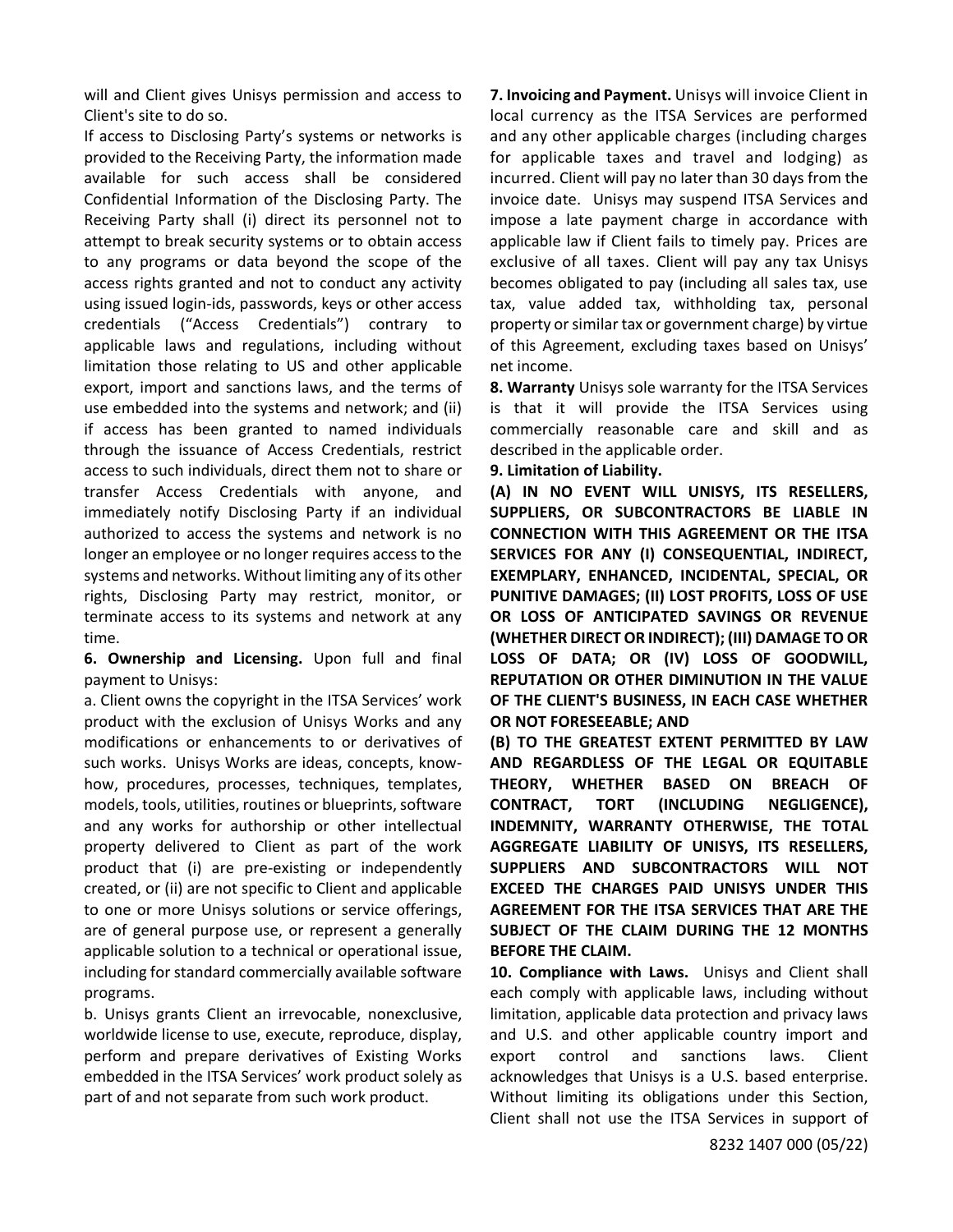will and Client gives Unisys permission and access to Client's site to do so.

If access to Disclosing Party's systems or networks is provided to the Receiving Party, the information made available for such access shall be considered Confidential Information of the Disclosing Party. The Receiving Party shall (i) direct its personnel not to attempt to break security systems or to obtain access to any programs or data beyond the scope of the access rights granted and not to conduct any activity using issued login-ids, passwords, keys or other access credentials ("Access Credentials") contrary to applicable laws and regulations, including without limitation those relating to US and other applicable export, import and sanctions laws, and the terms of use embedded into the systems and network; and (ii) if access has been granted to named individuals through the issuance of Access Credentials, restrict access to such individuals, direct them not to share or transfer Access Credentials with anyone, and immediately notify Disclosing Party if an individual authorized to access the systems and network is no longer an employee or no longer requires access to the systems and networks. Without limiting any of its other rights, Disclosing Party may restrict, monitor, or terminate access to its systems and network at any time.

**6. Ownership and Licensing.** Upon full and final payment to Unisys:

a. Client owns the copyright in the ITSA Services' work product with the exclusion of Unisys Works and any modifications or enhancements to or derivatives of such works. Unisys Works are ideas, concepts, know-how, procedures, processes, techniques, templates, models, tools, utilities, routines or blueprints, software and any works for authorship or other intellectual property delivered to Client as part of the work product that (i) are pre-existing or independently created, or (ii) are not specific to Client and applicable to one or more Unisys solutions or service offerings, are of general purpose use, or represent a generally applicable solution to a technical or operational issue, including for standard commercially available software programs.

b. Unisys grants Client an irrevocable, nonexclusive, worldwide license to use, execute, reproduce, display, perform and prepare derivatives of Existing Works embedded in the ITSA Services' work product solely as part of and not separate from such work product.

**7. Invoicing and Payment.** Unisys will invoice Client in local currency as the ITSA Services are performed and any other applicable charges (including charges for applicable taxes and travel and lodging) as incurred. Client will pay no later than 30 days from the invoice date. Unisys may suspend ITSA Services and impose a late payment charge in accordance with applicable law if Client fails to timely pay. Prices are exclusive of all taxes. Client will pay any tax Unisys becomes obligated to pay (including all sales tax, use tax, value added tax, withholding tax, personal property or similar tax or government charge) by virtue of this Agreement, excluding taxes based on Unisys' net income.

**8. Warranty** Unisys sole warranty for the ITSA Services is that it will provide the ITSA Services using commercially reasonable care and skill and as described in the applicable order.

**9. Limitation of Liability.**

**(A) IN NO EVENT WILL UNISYS, ITS RESELLERS, SUPPLIERS, OR SUBCONTRACTORS BE LIABLE IN CONNECTION WITH THIS AGREEMENT OR THE ITSA SERVICES FOR ANY (I) CONSEQUENTIAL, INDIRECT, EXEMPLARY, ENHANCED, INCIDENTAL, SPECIAL, OR PUNITIVE DAMAGES; (II) LOST PROFITS, LOSS OF USE OR LOSS OF ANTICIPATED SAVINGS OR REVENUE (WHETHER DIRECT OR INDIRECT); (III) DAMAGE TO OR LOSS OF DATA; OR (IV) LOSS OF GOODWILL, REPUTATION OR OTHER DIMINUTION IN THE VALUE OF THE CLIENT'S BUSINESS, IN EACH CASE WHETHER OR NOT FORESEEABLE; AND**

**(B) TO THE GREATEST EXTENT PERMITTED BY LAW AND REGARDLESS OF THE LEGAL OR EQUITABLE THEORY, WHETHER BASED ON BREACH OF CONTRACT, TORT (INCLUDING NEGLIGENCE), INDEMNITY, WARRANTY OTHERWISE, THE TOTAL AGGREGATE LIABILITY OF UNISYS, ITS RESELLERS, SUPPLIERS AND SUBCONTRACTORS WILL NOT EXCEED THE CHARGES PAID UNISYS UNDER THIS AGREEMENT FOR THE ITSA SERVICES THAT ARE THE SUBJECT OF THE CLAIM DURING THE 12 MONTHS BEFORE THE CLAIM.**

**10. Compliance with Laws.** Unisys and Client shall each comply with applicable laws, including without limitation, applicable data protection and privacy laws and U.S. and other applicable country import and export control and sanctions laws. Client acknowledges that Unisys is a U.S. based enterprise. Without limiting its obligations under this Section, Client shall not use the ITSA Services in support of

8232 1407 000 (05/22)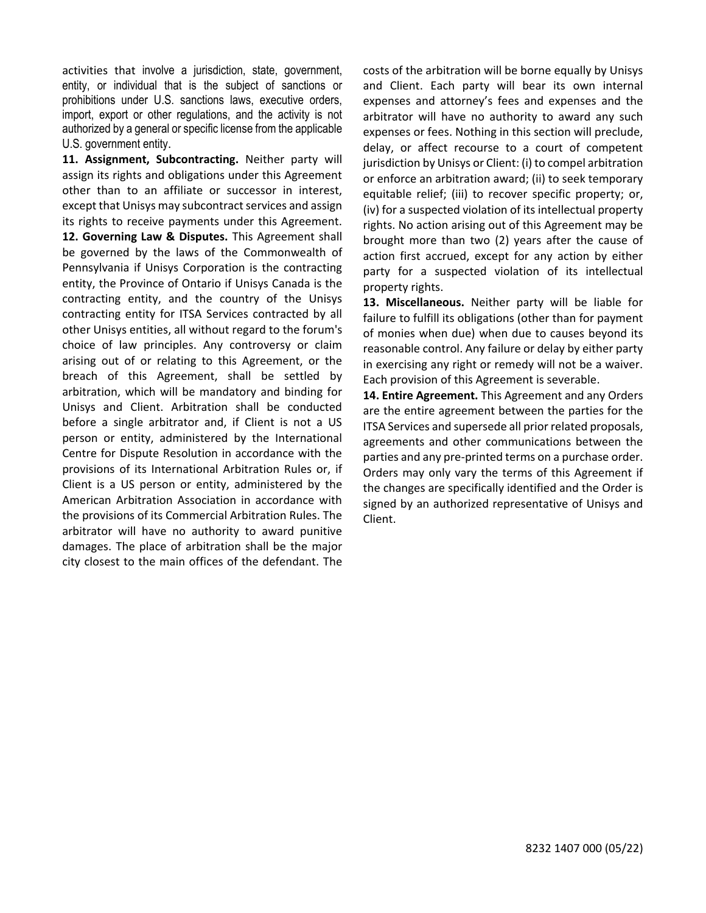activities that involve a jurisdiction, state, government, entity, or individual that is the subject of sanctions or prohibitions under U.S. sanctions laws, executive orders, import, export or other regulations, and the activity is not authorized by a general or specific license from the applicable U.S. government entity.

**11. Assignment, Subcontracting.** Neither party will assign its rights and obligations under this Agreement other than to an affiliate or successor in interest, except that Unisys may subcontract services and assign its rights to receive payments under this Agreement.

**12. Governing Law & Disputes.** This Agreement shall be governed by the laws of the Commonwealth of Pennsylvania if Unisys Corporation is the contracting entity, the Province of Ontario if Unisys Canada is the contracting entity, and the country of the Unisys contracting entity for ITSA Services contracted by all other Unisys entities, all without regard to the forum's choice of law principles. Any controversy or claim arising out of or relating to this Agreement, or the breach of this Agreement, shall be settled by arbitration, which will be mandatory and binding for Unisys and Client. Arbitration shall be conducted before a single arbitrator and, if Client is not a US person or entity, administered by the International Centre for Dispute Resolution in accordance with the provisions of its International Arbitration Rules or, if Client is a US person or entity, administered by the American Arbitration Association in accordance with the provisions of its Commercial Arbitration Rules. The arbitrator will have no authority to award punitive damages. The place of arbitration shall be the major city closest to the main offices of the defendant. The costs of the arbitration will be borne equally by Unisys and Client. Each party will bear its own internal expenses and attorney's fees and expenses and the arbitrator will have no authority to award any such expenses or fees. Nothing in this section will preclude, delay, or affect recourse to a court of competent jurisdiction by Unisys or Client: (i) to compel arbitration or enforce an arbitration award; (ii) to seek temporary equitable relief; (iii) to recover specific property; or, (iv) for a suspected violation of its intellectual property rights. No action arising out of this Agreement may be brought more than two (2) years after the cause of action first accrued, except for any action by either party for a suspected violation of its intellectual property rights.

**13. Miscellaneous.** Neither party will be liable for failure to fulfill its obligations (other than for payment of monies when due) when due to causes beyond its reasonable control. Any failure or delay by either party in exercising any right or remedy will not be a waiver. Each provision of this Agreement is severable.

**14. Entire Agreement.** This Agreement and any Orders are the entire agreement between the parties for the ITSA Services and supersede all prior related proposals, agreements and other communications between the parties and any pre-printed terms on a purchase order. Orders may only vary the terms of this Agreement if the changes are specifically identified and the Order is signed by an authorized representative of Unisys and Client.

8232 1407 000 (05/22)